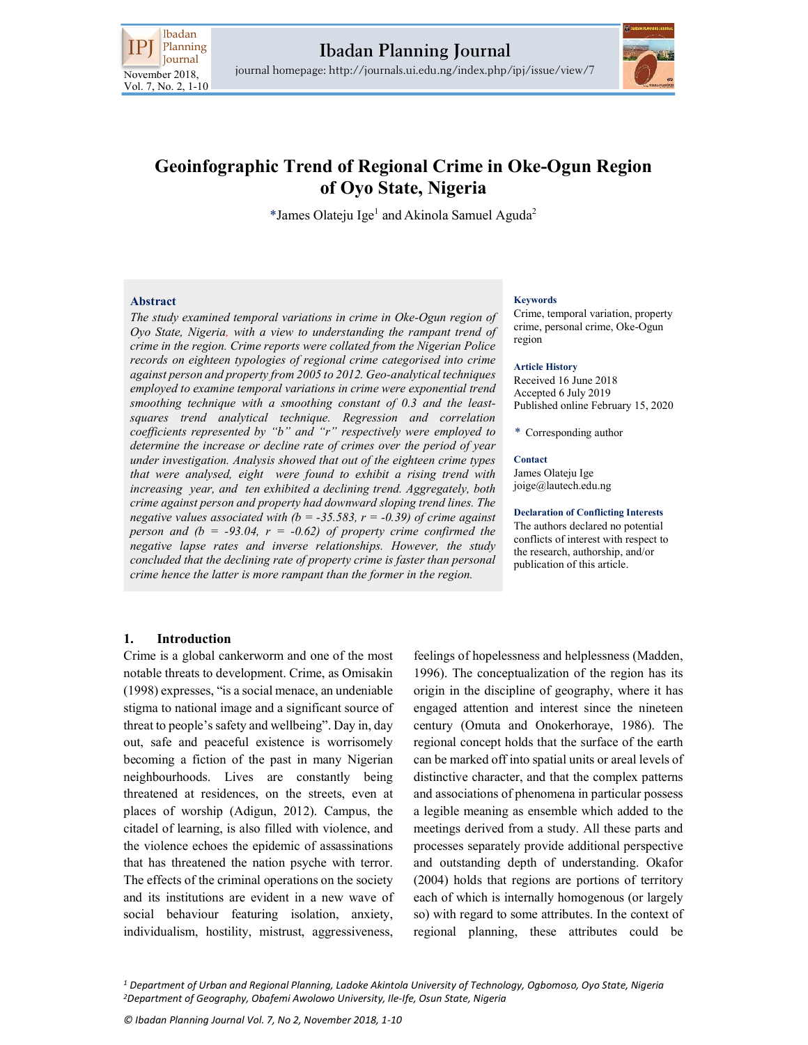# Geoinfographic Trend of Regional Crime in Oke-Ogun Region of Oyo State, Nigeria

*James Olateju Ige[1] and Akinola Samuel Aguda[2]

## Abstract

*The study examined temporal variations in crime in Oke-Ogun region of Oyo State, Nigeria, with a view to understanding the rampant trend of crime in the region. Crime reports were collated from the Nigerian Police records on eighteen typologies of regional crime categorised into crime against person and property from 2005 to 2012. Geo-analytical techniques employed to examine temporal variations in crime were exponential trend smoothing technique with a smoothing constant of 0.3 and the least-squares trend analytical technique. Regression and correlation coefficients represented by "b" and "r" respectively were employed to determine the increase or decline rate of crimes over the period of year under investigation. Analysis showed that out of the eighteen crime types that were analysed, eight were found to exhibit a rising trend with increasing year, and ten exhibited a declining trend. Aggregately, both crime against person and property had downward sloping trend lines. The negative values associated with (b = -35.583, r = -0.39) of crime against person and (b = -93.04, r = -0.62) of property crime confirmed the negative lapse rates and inverse relationships. However, the study concluded that the declining rate of property crime is faster than personal crime hence the latter is more rampant than the former in the region.*

**Keywords**
Crime, temporal variation, property crime, personal crime, Oke-Ogun region

**Article History**
Received 16 June 2018
Accepted 6 July 2019
Published online February 15, 2020

\* Corresponding author

**Contact**
James Olateju Ige
joige@lautech.edu.ng

**Declaration of Conflicting Interests**
The authors declared no potential conflicts of interest with respect to the research, authorship, and/or publication of this article.

## 1. Introduction

Crime is a global cankerworm and one of the most notable threats to development. Crime, as Omisakin (1998) expresses, "is a social menace, an undeniable stigma to national image and a significant source of threat to people's safety and wellbeing". Day in, day out, safe and peaceful existence is worrisomely becoming a fiction of the past in many Nigerian neighbourhoods. Lives are constantly being threatened at residences, on the streets, even at places of worship (Adigun, 2012). Campus, the citadel of learning, is also filled with violence, and the violence echoes the epidemic of assassinations that has threatened the nation psyche with terror. The effects of the criminal operations on the society and its institutions are evident in a new wave of social behaviour featuring isolation, anxiety, individualism, hostility, mistrust, aggressiveness, feelings of hopelessness and helplessness (Madden, 1996). The conceptualization of the region has its origin in the discipline of geography, where it has engaged attention and interest since the nineteen century (Omuta and Onokerhoraye, 1986). The regional concept holds that the surface of the earth can be marked off into spatial units or areal levels of distinctive character, and that the complex patterns and associations of phenomena in particular possess a legible meaning as ensemble which added to the meetings derived from a study. All these parts and processes separately provide additional perspective and outstanding depth of understanding. Okafor (2004) holds that regions are portions of territory each of which is internally homogenous (or largely so) with regard to some attributes. In the context of regional planning, these attributes could be

[1] *Department of Urban and Regional Planning, Ladoke Akintola University of Technology, Ogbomoso, Oyo State, Nigeria*
[2] *Department of Geography, Obafemi Awolowo University, Ile-Ife, Osun State, Nigeria*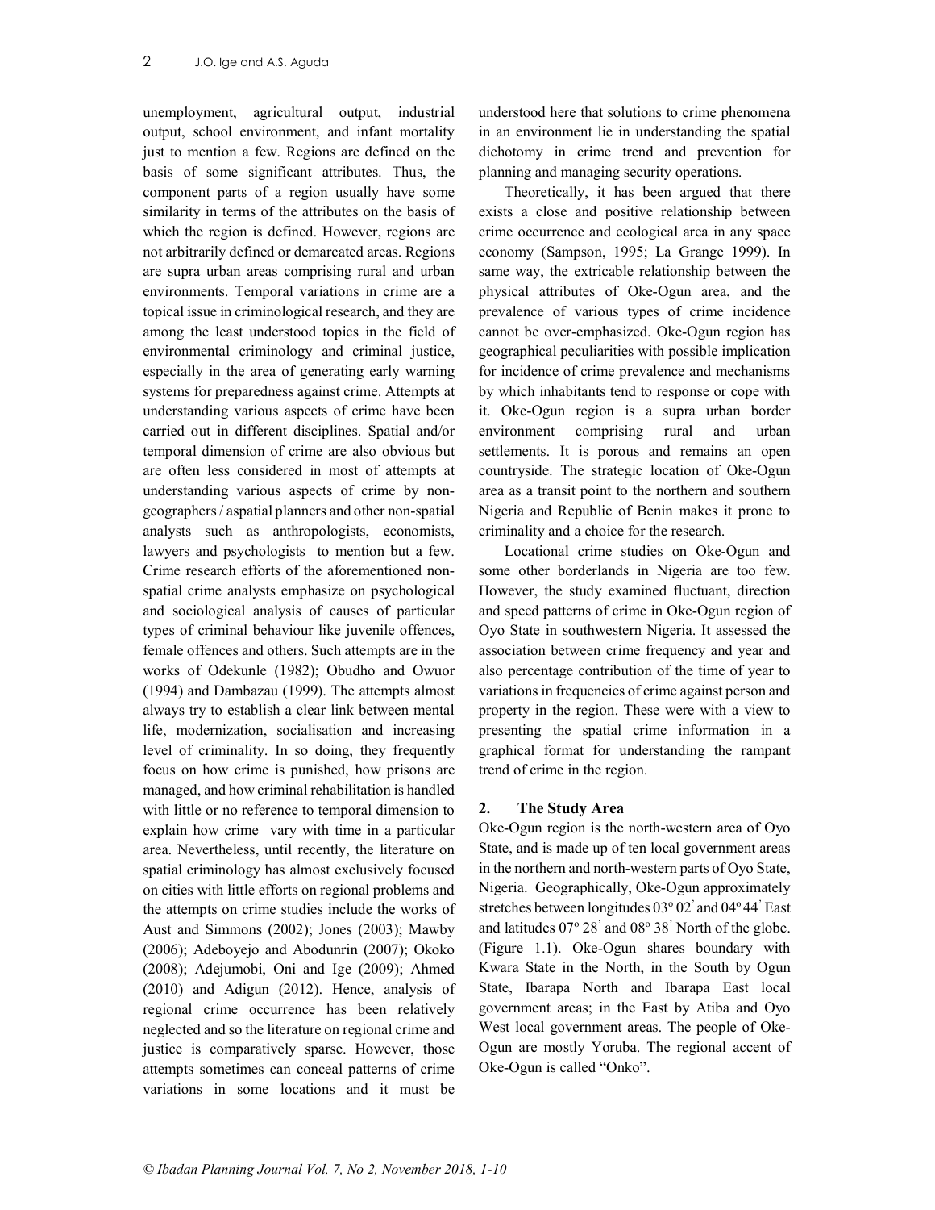unemployment, agricultural output, industrial output, school environment, and infant mortality just to mention a few. Regions are defined on the basis of some significant attributes. Thus, the component parts of a region usually have some similarity in terms of the attributes on the basis of which the region is defined. However, regions are not arbitrarily defined or demarcated areas. Regions are supra urban areas comprising rural and urban environments. Temporal variations in crime are a topical issue in criminological research, and they are among the least understood topics in the field of environmental criminology and criminal justice, especially in the area of generating early warning systems for preparedness against crime. Attempts at understanding various aspects of crime have been carried out in different disciplines. Spatial and/or temporal dimension of crime are also obvious but are often less considered in most of attempts at understanding various aspects of crime by non-geographers / aspatial planners and other non-spatial analysts such as anthropologists, economists, lawyers and psychologists to mention but a few. Crime research efforts of the aforementioned non-spatial crime analysts emphasize on psychological and sociological analysis of causes of particular types of criminal behaviour like juvenile offences, female offences and others. Such attempts are in the works of Odekunle (1982); Obudho and Owuor (1994) and Dambazau (1999). The attempts almost always try to establish a clear link between mental life, modernization, socialisation and increasing level of criminality. In so doing, they frequently focus on how crime is punished, how prisons are managed, and how criminal rehabilitation is handled with little or no reference to temporal dimension to explain how crime vary with time in a particular area. Nevertheless, until recently, the literature on spatial criminology has almost exclusively focused on cities with little efforts on regional problems and the attempts on crime studies include the works of Aust and Simmons (2002); Jones (2003); Mawby (2006); Adeboyejo and Abodunrin (2007); Okoko (2008); Adejumobi, Oni and Ige (2009); Ahmed (2010) and Adigun (2012). Hence, analysis of regional crime occurrence has been relatively neglected and so the literature on regional crime and justice is comparatively sparse. However, those attempts sometimes can conceal patterns of crime variations in some locations and it must be understood here that solutions to crime phenomena in an environment lie in understanding the spatial dichotomy in crime trend and prevention for planning and managing security operations.

Theoretically, it has been argued that there exists a close and positive relationship between crime occurrence and ecological area in any space economy (Sampson, 1995; La Grange 1999). In same way, the extricable relationship between the physical attributes of Oke-Ogun area, and the prevalence of various types of crime incidence cannot be over-emphasized. Oke-Ogun region has geographical peculiarities with possible implication for incidence of crime prevalence and mechanisms by which inhabitants tend to response or cope with it. Oke-Ogun region is a supra urban border environment comprising rural and urban settlements. It is porous and remains an open countryside. The strategic location of Oke-Ogun area as a transit point to the northern and southern Nigeria and Republic of Benin makes it prone to criminality and a choice for the research.

Locational crime studies on Oke-Ogun and some other borderlands in Nigeria are too few. However, the study examined fluctuant, direction and speed patterns of crime in Oke-Ogun region of Oyo State in southwestern Nigeria. It assessed the association between crime frequency and year and also percentage contribution of the time of year to variations in frequencies of crime against person and property in the region. These were with a view to presenting the spatial crime information in a graphical format for understanding the rampant trend of crime in the region.

## 2. The Study Area

Oke-Ogun region is the north-western area of Oyo State, and is made up of ten local government areas in the northern and north-western parts of Oyo State, Nigeria. Geographically, Oke-Ogun approximately stretches between longitudes 03° 02' and 04° 44' East and latitudes 07° 28' and 08° 38' North of the globe. (Figure 1.1). Oke-Ogun shares boundary with Kwara State in the North, in the South by Ogun State, Ibarapa North and Ibarapa East local government areas; in the East by Atiba and Oyo West local government areas. The people of Oke-Ogun are mostly Yoruba. The regional accent of Oke-Ogun is called "Onko".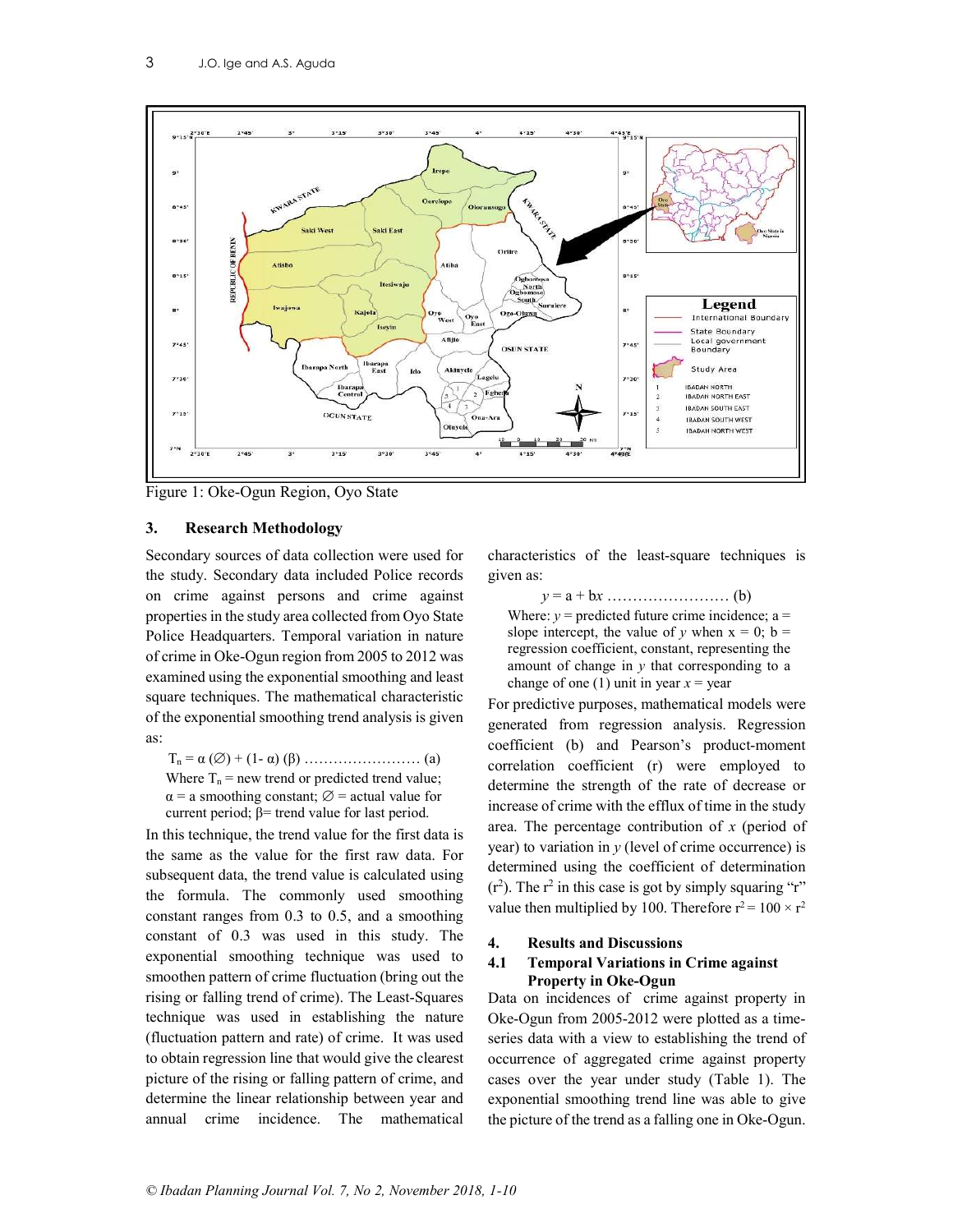Figure 1: Oke-Ogun Region, Oyo State

## 3. Research Methodology

Secondary sources of data collection were used for the study. Secondary data included Police records on crime against persons and crime against properties in the study area collected from Oyo State Police Headquarters. Temporal variation in nature of crime in Oke-Ogun region from 2005 to 2012 was examined using the exponential smoothing and least square techniques. The mathematical characteristic of the exponential smoothing trend analysis is given as:

$T_n = \alpha(\varnothing) + (1 - \alpha)(\beta)$ …………………… (a)

Where $T_n$ = new trend or predicted trend value; $\alpha$ = a smoothing constant; $\varnothing$ = actual value for current period; $\beta$ = trend value for last period.

In this technique, the trend value for the first data is the same as the value for the first raw data. For subsequent data, the trend value is calculated using the formula. The commonly used smoothing constant ranges from 0.3 to 0.5, and a smoothing constant of 0.3 was used in this study. The exponential smoothing technique was used to smoothen pattern of crime fluctuation (bring out the rising or falling trend of crime). The Least-Squares technique was used in establishing the nature (fluctuation pattern and rate) of crime. It was used to obtain regression line that would give the clearest picture of the rising or falling pattern of crime, and determine the linear relationship between year and annual crime incidence. The mathematical characteristics of the least-square techniques is given as:

$y = a + bx$ …………………… (b)

Where: $y$ = predicted future crime incidence; a = slope intercept, the value of $y$ when x = 0; b = regression coefficient, constant, representing the amount of change in $y$ that corresponding to a change of one (1) unit in year $x$ = year

For predictive purposes, mathematical models were generated from regression analysis. Regression coefficient (b) and Pearson's product-moment correlation coefficient (r) were employed to determine the strength of the rate of decrease or increase of crime with the efflux of time in the study area. The percentage contribution of $x$ (period of year) to variation in $y$ (level of crime occurrence) is determined using the coefficient of determination ($r^2$). The $r^2$ in this case is got by simply squaring "r" value then multiplied by 100. Therefore $r^2 = 100 \times r^2$

## 4. Results and Discussions

### 4.1 Temporal Variations in Crime against Property in Oke-Ogun

Data on incidences of crime against property in Oke-Ogun from 2005-2012 were plotted as a time-series data with a view to establishing the trend of occurrence of aggregated crime against property cases over the year under study (Table 1). The exponential smoothing trend line was able to give the picture of the trend as a falling one in Oke-Ogun.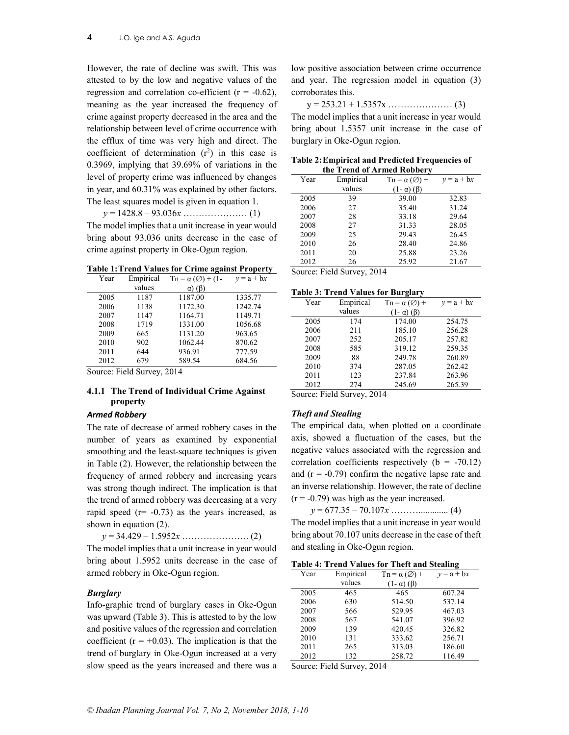However, the rate of decline was swift. This was attested to by the low and negative values of the regression and correlation co-efficient ($r = -0.62$), meaning as the year increased the frequency of crime against property decreased in the area and the relationship between level of crime occurrence with the efflux of time was very high and direct. The coefficient of determination ($r^2$) in this case is 0.3969, implying that 39.69% of variations in the level of property crime was influenced by changes in year, and 60.31% was explained by other factors. The least squares model is given in equation 1.

$$y = 1428.8 - 93.036x \quad \ldots\ldots\ldots\ldots\ldots\ldots\ldots (1)$$

The model implies that a unit increase in year would bring about 93.036 units decrease in the case of crime against property in Oke-Ogun region.

**Table 1: Trend Values for Crime against Property**

| Year | Empirical values | $Tn = \alpha(\varnothing) + (1-\alpha)(\beta)$ | $y = a + bx$ |
|---|---|---|---|
| 2005 | 1187 | 1187.00 | 1335.77 |
| 2006 | 1138 | 1172.30 | 1242.74 |
| 2007 | 1147 | 1164.71 | 1149.71 |
| 2008 | 1719 | 1331.00 | 1056.68 |
| 2009 | 665 | 1131.20 | 963.65 |
| 2010 | 902 | 1062.44 | 870.62 |
| 2011 | 644 | 936.91 | 777.59 |
| 2012 | 679 | 589.54 | 684.56 |

Source: Field Survey, 2014

### 4.1.1 The Trend of Individual Crime Against property

***Armed Robbery***

The rate of decrease of armed robbery cases in the number of years as examined by exponential smoothing and the least-square techniques is given in Table (2). However, the relationship between the frequency of armed robbery and increasing years was strong though indirect. The implication is that the trend of armed robbery was decreasing at a very rapid speed ($r = -0.73$) as the years increased, as shown in equation (2).

$$y = 34.429 - 1.5952x \quad \ldots\ldots\ldots\ldots\ldots\ldots\ldots (2)$$

The model implies that a unit increase in year would bring about 1.5952 units decrease in the case of armed robbery in Oke-Ogun region.

***Burglary***

Info-graphic trend of burglary cases in Oke-Ogun was upward (Table 3). This is attested to by the low and positive values of the regression and correlation coefficient ($r = +0.03$). The implication is that the trend of burglary in Oke-Ogun increased at a very slow speed as the years increased and there was a low positive association between crime occurrence and year. The regression model in equation (3) corroborates this.

$$y = 253.21 + 1.5357x \quad \ldots\ldots\ldots\ldots\ldots\ldots\ldots (3)$$

The model implies that a unit increase in year would bring about 1.5357 unit increase in the case of burglary in Oke-Ogun region.

**Table 2: Empirical and Predicted Frequencies of the Trend of Armed Robbery**

| Year | Empirical values | $Tn = \alpha(\varnothing) + (1-\alpha)(\beta)$ | $y = a + bx$ |
|---|---|---|---|
| 2005 | 39 | 39.00 | 32.83 |
| 2006 | 27 | 35.40 | 31.24 |
| 2007 | 28 | 33.18 | 29.64 |
| 2008 | 27 | 31.33 | 28.05 |
| 2009 | 25 | 29.43 | 26.45 |
| 2010 | 26 | 28.40 | 24.86 |
| 2011 | 20 | 25.88 | 23.26 |
| 2012 | 26 | 25.92 | 21.67 |

Source: Field Survey, 2014

**Table 3: Trend Values for Burglary**

| Year | Empirical values | $Tn = \alpha(\varnothing) + (1-\alpha)(\beta)$ | $y = a + bx$ |
|---|---|---|---|
| 2005 | 174 | 174.00 | 254.75 |
| 2006 | 211 | 185.10 | 256.28 |
| 2007 | 252 | 205.17 | 257.82 |
| 2008 | 585 | 319.12 | 259.35 |
| 2009 | 88 | 249.78 | 260.89 |
| 2010 | 374 | 287.05 | 262.42 |
| 2011 | 123 | 237.84 | 263.96 |
| 2012 | 274 | 245.69 | 265.39 |

Source: Field Survey, 2014

***Theft and Stealing***

The empirical data, when plotted on a coordinate axis, showed a fluctuation of the cases, but the negative values associated with the regression and correlation coefficients respectively ($b = -70.12$) and ($r = -0.79$) confirm the negative lapse rate and an inverse relationship. However, the rate of decline ($r = -0.79$) was high as the year increased.

$$y = 677.35 - 70.107x \quad \ldots\ldots\ldots\ldots\ldots\ldots\ldots (4)$$

The model implies that a unit increase in year would bring about 70.107 units decrease in the case of theft and stealing in Oke-Ogun region.

**Table 4: Trend Values for Theft and Stealing**

| Year | Empirical values | $Tn = \alpha(\varnothing) + (1-\alpha)(\beta)$ | $y = a + bx$ |
|---|---|---|---|
| 2005 | 465 | 465 | 607.24 |
| 2006 | 630 | 514.50 | 537.14 |
| 2007 | 566 | 529.95 | 467.03 |
| 2008 | 567 | 541.07 | 396.92 |
| 2009 | 139 | 420.45 | 326.82 |
| 2010 | 131 | 333.62 | 256.71 |
| 2011 | 265 | 313.03 | 186.60 |
| 2012 | 132 | 258.72 | 116.49 |

Source: Field Survey, 2014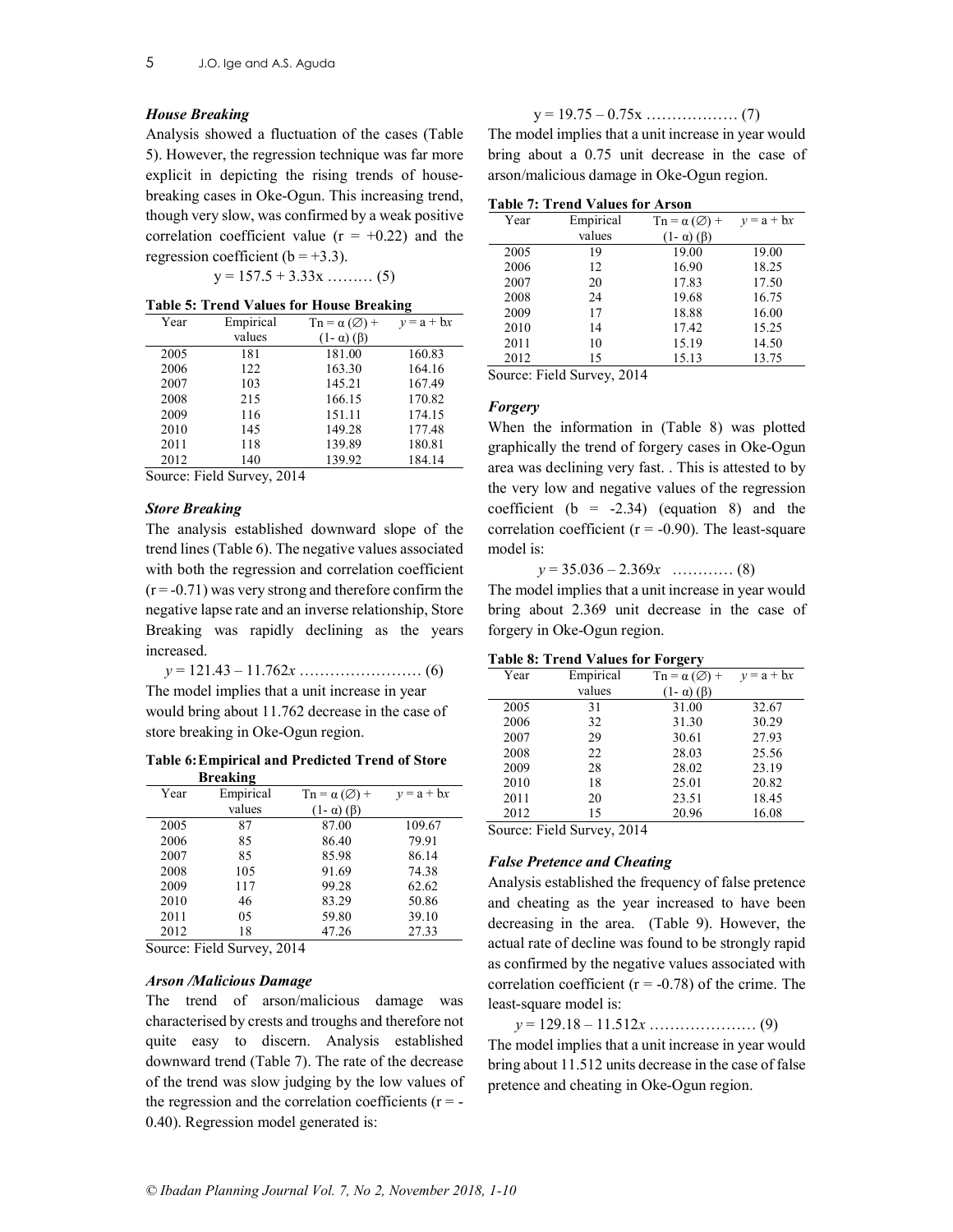### *House Breaking*

Analysis showed a fluctuation of the cases (Table 5). However, the regression technique was far more explicit in depicting the rising trends of house-breaking cases in Oke-Ogun. This increasing trend, though very slow, was confirmed by a weak positive correlation coefficient value ($r = +0.22$) and the regression coefficient ($b = +3.3$).

$$y = 157.5 + 3.33x \text{ ……… (5)}$$

**Table 5: Trend Values for House Breaking**

| Year | Empirical values | $Tn = \alpha(\varnothing) + (1-\alpha)(\beta)$ | $y = a + bx$ |
|---|---|---|---|
| 2005 | 181 | 181.00 | 160.83 |
| 2006 | 122 | 163.30 | 164.16 |
| 2007 | 103 | 145.21 | 167.49 |
| 2008 | 215 | 166.15 | 170.82 |
| 2009 | 116 | 151.11 | 174.15 |
| 2010 | 145 | 149.28 | 177.48 |
| 2011 | 118 | 139.89 | 180.81 |
| 2012 | 140 | 139.92 | 184.14 |

Source: Field Survey, 2014

### *Store Breaking*

The analysis established downward slope of the trend lines (Table 6). The negative values associated with both the regression and correlation coefficient ($r = -0.71$) was very strong and therefore confirm the negative lapse rate and an inverse relationship, Store Breaking was rapidly declining as the years increased.

$$y = 121.43 - 11.762x \text{ …………………… (6)}$$

The model implies that a unit increase in year would bring about 11.762 decrease in the case of store breaking in Oke-Ogun region.

**Table 6: Empirical and Predicted Trend of Store Breaking**

| Year | Empirical values | $Tn = \alpha(\varnothing) + (1-\alpha)(\beta)$ | $y = a + bx$ |
|---|---|---|---|
| 2005 | 87 | 87.00 | 109.67 |
| 2006 | 85 | 86.40 | 79.91 |
| 2007 | 85 | 85.98 | 86.14 |
| 2008 | 105 | 91.69 | 74.38 |
| 2009 | 117 | 99.28 | 62.62 |
| 2010 | 46 | 83.29 | 50.86 |
| 2011 | 05 | 59.80 | 39.10 |
| 2012 | 18 | 47.26 | 27.33 |

Source: Field Survey, 2014

### *Arson /Malicious Damage*

The trend of arson/malicious damage was characterised by crests and troughs and therefore not quite easy to discern. Analysis established downward trend (Table 7). The rate of the decrease of the trend was slow judging by the low values of the regression and the correlation coefficients ($r = -0.40$). Regression model generated is:

$$y = 19.75 - 0.75x \text{ ……………… (7)}$$

The model implies that a unit increase in year would bring about a 0.75 unit decrease in the case of arson/malicious damage in Oke-Ogun region.

**Table 7: Trend Values for Arson**

| Year | Empirical values | $Tn = \alpha(\varnothing) + (1-\alpha)(\beta)$ | $y = a + bx$ |
|---|---|---|---|
| 2005 | 19 | 19.00 | 19.00 |
| 2006 | 12 | 16.90 | 18.25 |
| 2007 | 20 | 17.83 | 17.50 |
| 2008 | 24 | 19.68 | 16.75 |
| 2009 | 17 | 18.88 | 16.00 |
| 2010 | 14 | 17.42 | 15.25 |
| 2011 | 10 | 15.19 | 14.50 |
| 2012 | 15 | 15.13 | 13.75 |

Source: Field Survey, 2014

### *Forgery*

When the information in (Table 8) was plotted graphically the trend of forgery cases in Oke-Ogun area was declining very fast. . This is attested to by the very low and negative values of the regression coefficient ($b = -2.34$) (equation 8) and the correlation coefficient ($r = -0.90$). The least-square model is:

$$y = 35.036 - 2.369x \text{ ………… (8)}$$

The model implies that a unit increase in year would bring about 2.369 unit decrease in the case of forgery in Oke-Ogun region.

**Table 8: Trend Values for Forgery**

| Year | Empirical values | $Tn = \alpha(\varnothing) + (1-\alpha)(\beta)$ | $y = a + bx$ |
|---|---|---|---|
| 2005 | 31 | 31.00 | 32.67 |
| 2006 | 32 | 31.30 | 30.29 |
| 2007 | 29 | 30.61 | 27.93 |
| 2008 | 22 | 28.03 | 25.56 |
| 2009 | 28 | 28.02 | 23.19 |
| 2010 | 18 | 25.01 | 20.82 |
| 2011 | 20 | 23.51 | 18.45 |
| 2012 | 15 | 20.96 | 16.08 |

Source: Field Survey, 2014

### *False Pretence and Cheating*

Analysis established the frequency of false pretence and cheating as the year increased to have been decreasing in the area. (Table 9). However, the actual rate of decline was found to be strongly rapid as confirmed by the negative values associated with correlation coefficient ($r = -0.78$) of the crime. The least-square model is:

$$y = 129.18 - 11.512x \text{ ………………… (9)}$$

The model implies that a unit increase in year would bring about 11.512 units decrease in the case of false pretence and cheating in Oke-Ogun region.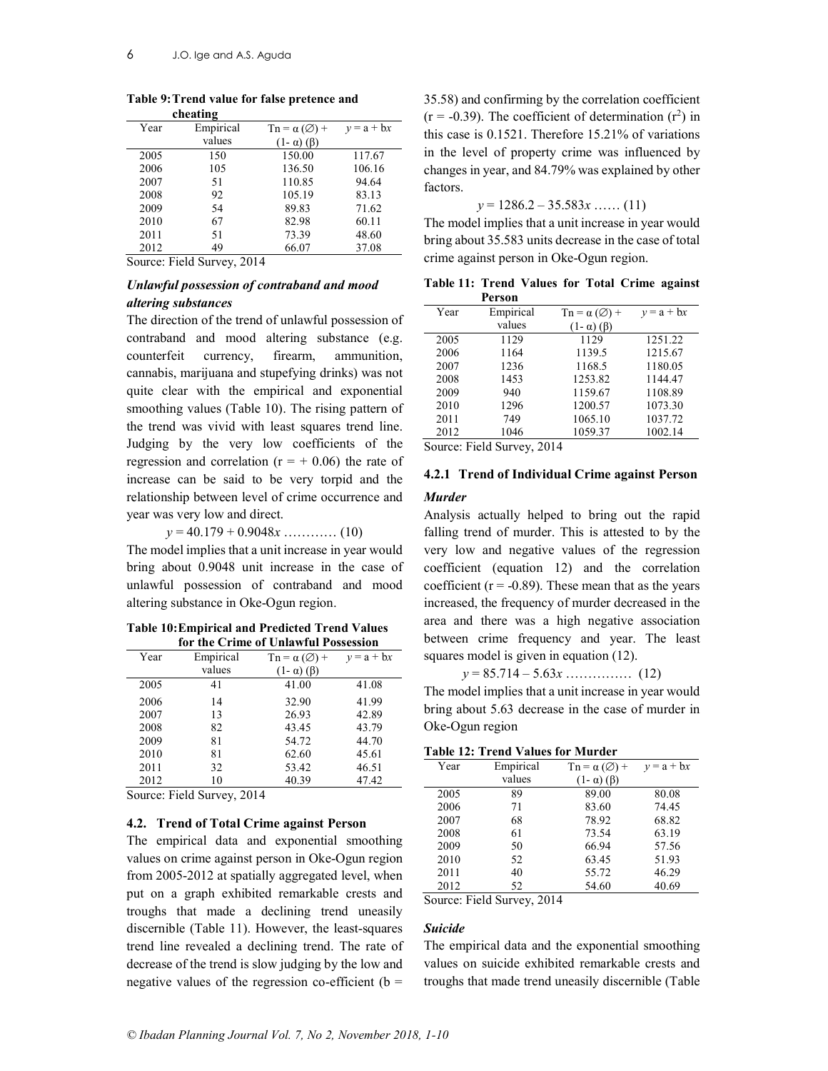**Table 9: Trend value for false pretence and cheating**

| Year | Empirical values | $T_n = \alpha (\varnothing) + (1-\alpha)(\beta)$ | $y = a + bx$ |
|---|---|---|---|
| 2005 | 150 | 150.00 | 117.67 |
| 2006 | 105 | 136.50 | 106.16 |
| 2007 | 51 | 110.85 | 94.64 |
| 2008 | 92 | 105.19 | 83.13 |
| 2009 | 54 | 89.83 | 71.62 |
| 2010 | 67 | 82.98 | 60.11 |
| 2011 | 51 | 73.39 | 48.60 |
| 2012 | 49 | 66.07 | 37.08 |

Source: Field Survey, 2014

### *Unlawful possession of contraband and mood altering substances*

The direction of the trend of unlawful possession of contraband and mood altering substance (e.g. counterfeit currency, firearm, ammunition, cannabis, marijuana and stupefying drinks) was not quite clear with the empirical and exponential smoothing values (Table 10). The rising pattern of the trend was vivid with least squares trend line. Judging by the very low coefficients of the regression and correlation ($r = +0.06$) the rate of increase can be said to be very torpid and the relationship between level of crime occurrence and year was very low and direct.

$$y = 40.179 + 0.9048x \quad \ldots\ldots\ldots\ldots (10)$$

The model implies that a unit increase in year would bring about 0.9048 unit increase in the case of unlawful possession of contraband and mood altering substance in Oke-Ogun region.

**Table 10: Empirical and Predicted Trend Values for the Crime of Unlawful Possession**

| Year | Empirical values | $T_n = \alpha (\varnothing) + (1-\alpha)(\beta)$ | $y = a + bx$ |
|---|---|---|---|
| 2005 | 41 | 41.00 | 41.08 |
| 2006 | 14 | 32.90 | 41.99 |
| 2007 | 13 | 26.93 | 42.89 |
| 2008 | 82 | 43.45 | 43.79 |
| 2009 | 81 | 54.72 | 44.70 |
| 2010 | 81 | 62.60 | 45.61 |
| 2011 | 32 | 53.42 | 46.51 |
| 2012 | 10 | 40.39 | 47.42 |

Source: Field Survey, 2014

## 4.2. Trend of Total Crime against Person

The empirical data and exponential smoothing values on crime against person in Oke-Ogun region from 2005-2012 at spatially aggregated level, when put on a graph exhibited remarkable crests and troughs that made a declining trend uneasily discernible (Table 11). However, the least-squares trend line revealed a declining trend. The rate of decrease of the trend is slow judging by the low and negative values of the regression co-efficient ($b = 35.58$) and confirming by the correlation coefficient ($r = -0.39$). The coefficient of determination ($r^2$) in this case is 0.1521. Therefore 15.21% of variations in the level of property crime was influenced by changes in year, and 84.79% was explained by other factors.

$$y = 1286.2 - 35.583x \quad \ldots\ldots (11)$$

The model implies that a unit increase in year would bring about 35.583 units decrease in the case of total crime against person in Oke-Ogun region.

**Table 11: Trend Values for Total Crime against Person**

| Year | Empirical values | $T_n = \alpha (\varnothing) + (1-\alpha)(\beta)$ | $y = a + bx$ |
|---|---|---|---|
| 2005 | 1129 | 1129 | 1251.22 |
| 2006 | 1164 | 1139.5 | 1215.67 |
| 2007 | 1236 | 1168.5 | 1180.05 |
| 2008 | 1453 | 1253.82 | 1144.47 |
| 2009 | 940 | 1159.67 | 1108.89 |
| 2010 | 1296 | 1200.57 | 1073.30 |
| 2011 | 749 | 1065.10 | 1037.72 |
| 2012 | 1046 | 1059.37 | 1002.14 |

Source: Field Survey, 2014

### 4.2.1 Trend of Individual Crime against Person

#### *Murder*

Analysis actually helped to bring out the rapid falling trend of murder. This is attested to by the very low and negative values of the regression coefficient (equation 12) and the correlation coefficient ($r = -0.89$). These mean that as the years increased, the frequency of murder decreased in the area and there was a high negative association between crime frequency and year. The least squares model is given in equation (12).

$$y = 85.714 - 5.63x \quad \ldots\ldots\ldots\ldots\ldots (12)$$

The model implies that a unit increase in year would bring about 5.63 decrease in the case of murder in Oke-Ogun region

**Table 12: Trend Values for Murder**

| Year | Empirical values | $T_n = \alpha (\varnothing) + (1-\alpha)(\beta)$ | $y = a + bx$ |
|---|---|---|---|
| 2005 | 89 | 89.00 | 80.08 |
| 2006 | 71 | 83.60 | 74.45 |
| 2007 | 68 | 78.92 | 68.82 |
| 2008 | 61 | 73.54 | 63.19 |
| 2009 | 50 | 66.94 | 57.56 |
| 2010 | 52 | 63.45 | 51.93 |
| 2011 | 40 | 55.72 | 46.29 |
| 2012 | 52 | 54.60 | 40.69 |

Source: Field Survey, 2014

#### *Suicide*

The empirical data and the exponential smoothing values on suicide exhibited remarkable crests and troughs that made trend uneasily discernible (Table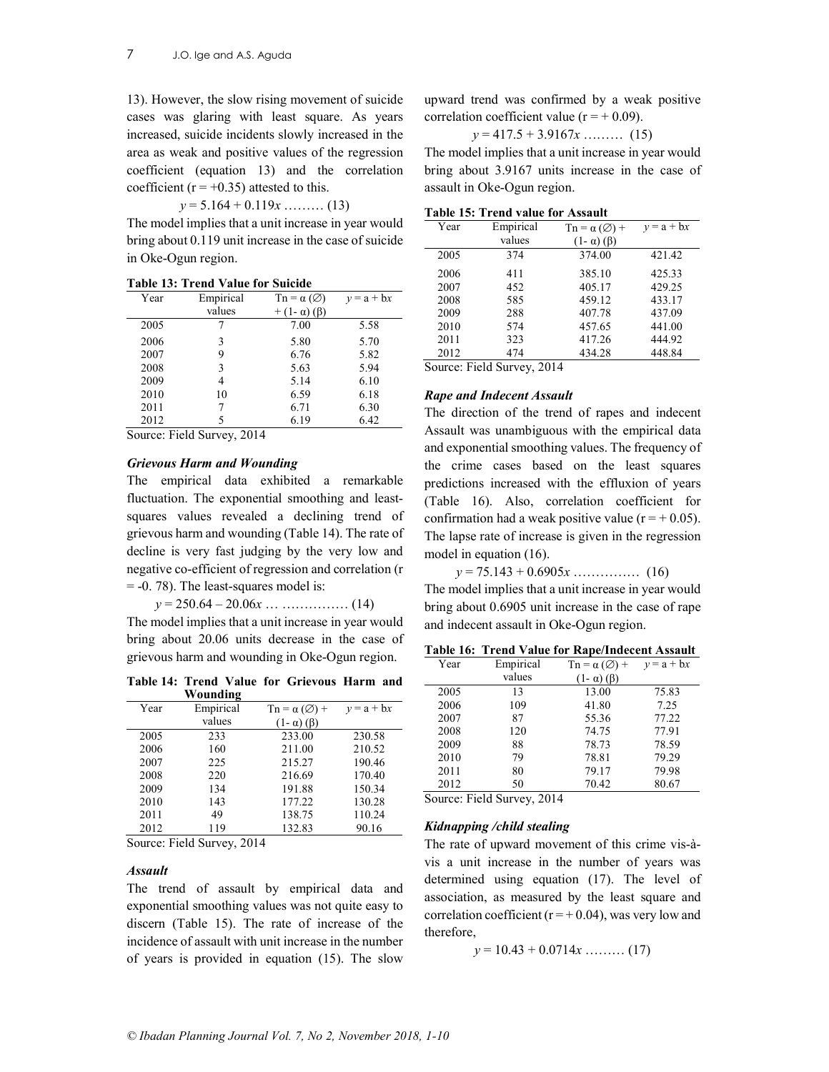13). However, the slow rising movement of suicide cases was glaring with least square. As years increased, suicide incidents slowly increased in the area as weak and positive values of the regression coefficient (equation 13) and the correlation coefficient ($r = +0.35$) attested to this.

$$y = 5.164 + 0.119x \quad (13)$$

The model implies that a unit increase in year would bring about 0.119 unit increase in the case of suicide in Oke-Ogun region.

**Table 13: Trend Value for Suicide**

| Year | Empirical values | $T_n = \alpha (\varnothing) + (1-\alpha)(\beta)$ | $y = a + bx$ |
|---|---|---|---|
| 2005 | 7 | 7.00 | 5.58 |
| 2006 | 3 | 5.80 | 5.70 |
| 2007 | 9 | 6.76 | 5.82 |
| 2008 | 3 | 5.63 | 5.94 |
| 2009 | 4 | 5.14 | 6.10 |
| 2010 | 10 | 6.59 | 6.18 |
| 2011 | 7 | 6.71 | 6.30 |
| 2012 | 5 | 6.19 | 6.42 |

Source: Field Survey, 2014

### *Grievous Harm and Wounding*

The empirical data exhibited a remarkable fluctuation. The exponential smoothing and least-squares values revealed a declining trend of grievous harm and wounding (Table 14). The rate of decline is very fast judging by the very low and negative co-efficient of regression and correlation ($r = -0.78$). The least-squares model is:

$$y = 250.64 - 20.06x \quad (14)$$

The model implies that a unit increase in year would bring about 20.06 units decrease in the case of grievous harm and wounding in Oke-Ogun region.

**Table 14: Trend Value for Grievous Harm and Wounding**

| Year | Empirical values | $T_n = \alpha (\varnothing) + (1-\alpha)(\beta)$ | $y = a + bx$ |
|---|---|---|---|
| 2005 | 233 | 233.00 | 230.58 |
| 2006 | 160 | 211.00 | 210.52 |
| 2007 | 225 | 215.27 | 190.46 |
| 2008 | 220 | 216.69 | 170.40 |
| 2009 | 134 | 191.88 | 150.34 |
| 2010 | 143 | 177.22 | 130.28 |
| 2011 | 49 | 138.75 | 110.24 |
| 2012 | 119 | 132.83 | 90.16 |

Source: Field Survey, 2014

### *Assault*

The trend of assault by empirical data and exponential smoothing values was not quite easy to discern (Table 15). The rate of increase of the incidence of assault with unit increase in the number of years is provided in equation (15). The slow upward trend was confirmed by a weak positive correlation coefficient value ($r = +0.09$).

$$y = 417.5 + 3.9167x \quad (15)$$

The model implies that a unit increase in year would bring about 3.9167 units increase in the case of assault in Oke-Ogun region.

**Table 15: Trend value for Assault**

| Year | Empirical values | $T_n = \alpha (\varnothing) + (1-\alpha)(\beta)$ | $y = a + bx$ |
|---|---|---|---|
| 2005 | 374 | 374.00 | 421.42 |
| 2006 | 411 | 385.10 | 425.33 |
| 2007 | 452 | 405.17 | 429.25 |
| 2008 | 585 | 459.12 | 433.17 |
| 2009 | 288 | 407.78 | 437.09 |
| 2010 | 574 | 457.65 | 441.00 |
| 2011 | 323 | 417.26 | 444.92 |
| 2012 | 474 | 434.28 | 448.84 |

Source: Field Survey, 2014

### *Rape and Indecent Assault*

The direction of the trend of rapes and indecent Assault was unambiguous with the empirical data and exponential smoothing values. The frequency of the crime cases based on the least squares predictions increased with the effluxion of years (Table 16). Also, correlation coefficient for confirmation had a weak positive value ($r = +0.05$). The lapse rate of increase is given in the regression model in equation (16).

$$y = 75.143 + 0.6905x \quad (16)$$

The model implies that a unit increase in year would bring about 0.6905 unit increase in the case of rape and indecent assault in Oke-Ogun region.

**Table 16: Trend Value for Rape/Indecent Assault**

| Year | Empirical values | $T_n = \alpha (\varnothing) + (1-\alpha)(\beta)$ | $y = a + bx$ |
|---|---|---|---|
| 2005 | 13 | 13.00 | 75.83 |
| 2006 | 109 | 41.80 | 7.25 |
| 2007 | 87 | 55.36 | 77.22 |
| 2008 | 120 | 74.75 | 77.91 |
| 2009 | 88 | 78.73 | 78.59 |
| 2010 | 79 | 78.81 | 79.29 |
| 2011 | 80 | 79.17 | 79.98 |
| 2012 | 50 | 70.42 | 80.67 |

Source: Field Survey, 2014

### *Kidnapping /child stealing*

The rate of upward movement of this crime vis-à-vis a unit increase in the number of years was determined using equation (17). The level of association, as measured by the least square and correlation coefficient ($r = +0.04$), was very low and therefore,

$$y = 10.43 + 0.0714x \quad (17)$$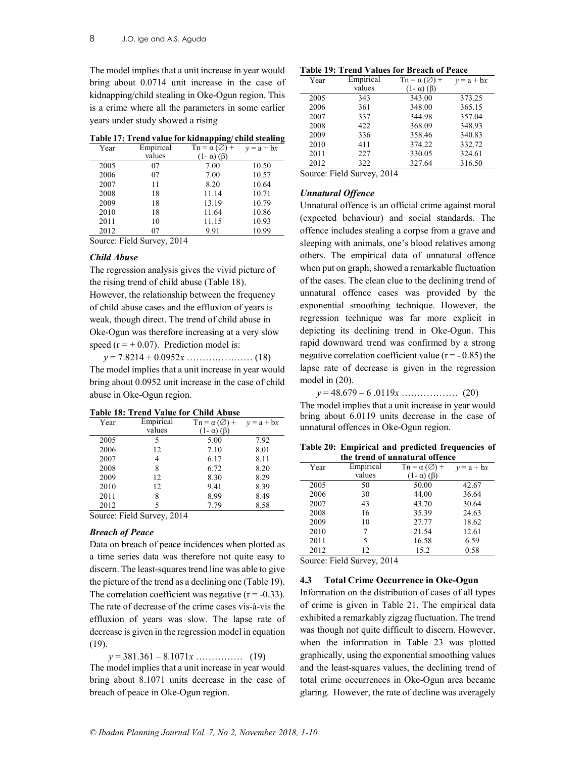The model implies that a unit increase in year would bring about 0.0714 unit increase in the case of kidnapping/child stealing in Oke-Ogun region. This is a crime where all the parameters in some earlier years under study showed a rising

**Table 17: Trend value for kidnapping/ child stealing**

| Year | Empirical values | $Tn = \alpha (\varnothing) + (1-\alpha)(\beta)$ | $y = a + bx$ |
|---|---|---|---|
| 2005 | 07 | 7.00 | 10.50 |
| 2006 | 07 | 7.00 | 10.57 |
| 2007 | 11 | 8.20 | 10.64 |
| 2008 | 18 | 11.14 | 10.71 |
| 2009 | 18 | 13.19 | 10.79 |
| 2010 | 18 | 11.64 | 10.86 |
| 2011 | 10 | 11.15 | 10.93 |
| 2012 | 07 | 9.91 | 10.99 |

Source: Field Survey, 2014

### *Child Abuse*

The regression analysis gives the vivid picture of the rising trend of child abuse (Table 18). However, the relationship between the frequency of child abuse cases and the effluxion of years is weak, though direct. The trend of child abuse in Oke-Ogun was therefore increasing at a very slow speed ($r = + 0.07$). Prediction model is:

$$y = 7.8214 + 0.0952x \quad \text{(18)}$$

The model implies that a unit increase in year would bring about 0.0952 unit increase in the case of child abuse in Oke-Ogun region.

**Table 18: Trend Value for Child Abuse**

| Year | Empirical values | $Tn = \alpha (\varnothing) + (1-\alpha)(\beta)$ | $y = a + bx$ |
|---|---|---|---|
| 2005 | 5 | 5.00 | 7.92 |
| 2006 | 12 | 7.10 | 8.01 |
| 2007 | 4 | 6.17 | 8.11 |
| 2008 | 8 | 6.72 | 8.20 |
| 2009 | 12 | 8.30 | 8.29 |
| 2010 | 12 | 9.41 | 8.39 |
| 2011 | 8 | 8.99 | 8.49 |
| 2012 | 5 | 7.79 | 8.58 |

Source: Field Survey, 2014

### *Breach of Peace*

Data on breach of peace incidences when plotted as a time series data was therefore not quite easy to discern. The least-squares trend line was able to give the picture of the trend as a declining one (Table 19). The correlation coefficient was negative ($r = -0.33$). The rate of decrease of the crime cases vis-à-vis the effluxion of years was slow. The lapse rate of decrease is given in the regression model in equation (19).

$$y = 381.361 - 8.1071x \quad \text{(19)}$$

The model implies that a unit increase in year would bring about 8.1071 units decrease in the case of breach of peace in Oke-Ogun region.

**Table 19: Trend Values for Breach of Peace**

| Year | Empirical values | $Tn = \alpha (\varnothing) + (1-\alpha)(\beta)$ | $y = a + bx$ |
|---|---|---|---|
| 2005 | 343 | 343.00 | 373.25 |
| 2006 | 361 | 348.00 | 365.15 |
| 2007 | 337 | 344.98 | 357.04 |
| 2008 | 422 | 368.09 | 348.93 |
| 2009 | 336 | 358.46 | 340.83 |
| 2010 | 411 | 374.22 | 332.72 |
| 2011 | 227 | 330.05 | 324.61 |
| 2012 | 322 | 327.64 | 316.50 |

Source: Field Survey, 2014

### *Unnatural Offence*

Unnatural offence is an official crime against moral (expected behaviour) and social standards. The offence includes stealing a corpse from a grave and sleeping with animals, one's blood relatives among others. The empirical data of unnatural offence when put on graph, showed a remarkable fluctuation of the cases. The clean clue to the declining trend of unnatural offence cases was provided by the exponential smoothing technique. However, the regression technique was far more explicit in depicting its declining trend in Oke-Ogun. This rapid downward trend was confirmed by a strong negative correlation coefficient value ($r = - 0.85$) the lapse rate of decrease is given in the regression model in (20).

$$y = 48.679 - 6.0119x \quad \text{(20)}$$

The model implies that a unit increase in year would bring about 6.0119 units decrease in the case of unnatural offences in Oke-Ogun region.

**Table 20: Empirical and predicted frequencies of the trend of unnatural offence**

| Year | Empirical values | $Tn = \alpha (\varnothing) + (1-\alpha)(\beta)$ | $y = a + bx$ |
|---|---|---|---|
| 2005 | 50 | 50.00 | 42.67 |
| 2006 | 30 | 44.00 | 36.64 |
| 2007 | 43 | 43.70 | 30.64 |
| 2008 | 16 | 35.39 | 24.63 |
| 2009 | 10 | 27.77 | 18.62 |
| 2010 | 7 | 21.54 | 12.61 |
| 2011 | 5 | 16.58 | 6.59 |
| 2012 | 12 | 15.2 | 0.58 |

Source: Field Survey, 2014

## 4.3 Total Crime Occurrence in Oke-Ogun

Information on the distribution of cases of all types of crime is given in Table 21. The empirical data exhibited a remarkably zigzag fluctuation. The trend was though not quite difficult to discern. However, when the information in Table 23 was plotted graphically, using the exponential smoothing values and the least-squares values, the declining trend of total crime occurrences in Oke-Ogun area became glaring. However, the rate of decline was averagely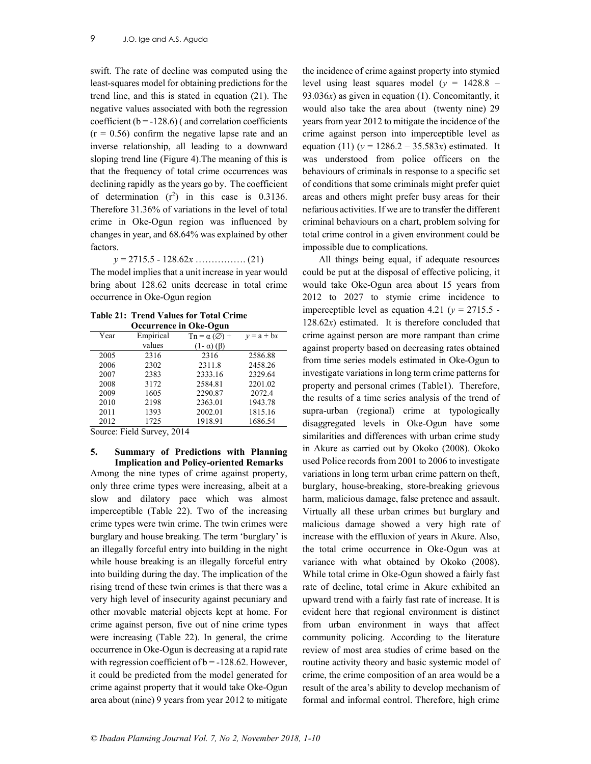swift. The rate of decline was computed using the least-squares model for obtaining predictions for the trend line, and this is stated in equation (21). The negative values associated with both the regression coefficient ($b = -128.6$) ( and correlation coefficients ($r = 0.56$) confirm the negative lapse rate and an inverse relationship, all leading to a downward sloping trend line (Figure 4).The meaning of this is that the frequency of total crime occurrences was declining rapidly as the years go by. The coefficient of determination ($r^2$) in this case is 0.3136. Therefore 31.36% of variations in the level of total crime in Oke-Ogun region was influenced by changes in year, and 68.64% was explained by other factors.

$$y = 2715.5 - 128.62x \quad \text{……………. (21)}$$

The model implies that a unit increase in year would bring about 128.62 units decrease in total crime occurrence in Oke-Ogun region

**Table 21: Trend Values for Total Crime Occurrence in Oke-Ogun**

| Year | Empirical values | $T_n = \alpha(\varnothing) + (1-\alpha)(\beta)$ | $y = a + bx$ |
|---|---|---|---|
| 2005 | 2316 | 2316 | 2586.88 |
| 2006 | 2302 | 2311.8 | 2458.26 |
| 2007 | 2383 | 2333.16 | 2329.64 |
| 2008 | 3172 | 2584.81 | 2201.02 |
| 2009 | 1605 | 2290.87 | 2072.4 |
| 2010 | 2198 | 2363.01 | 1943.78 |
| 2011 | 1393 | 2002.01 | 1815.16 |
| 2012 | 1725 | 1918.91 | 1686.54 |

Source: Field Survey, 2014

## 5. Summary of Predictions with Planning Implication and Policy-oriented Remarks

Among the nine types of crime against property, only three crime types were increasing, albeit at a slow and dilatory pace which was almost imperceptible (Table 22). Two of the increasing crime types were twin crime. The twin crimes were burglary and house breaking. The term 'burglary' is an illegally forceful entry into building in the night while house breaking is an illegally forceful entry into building during the day. The implication of the rising trend of these twin crimes is that there was a very high level of insecurity against pecuniary and other movable material objects kept at home. For crime against person, five out of nine crime types were increasing (Table 22). In general, the crime occurrence in Oke-Ogun is decreasing at a rapid rate with regression coefficient of $b = -128.62$. However, it could be predicted from the model generated for crime against property that it would take Oke-Ogun area about (nine) 9 years from year 2012 to mitigate the incidence of crime against property into stymied level using least squares model ($y = 1428.8 - 93.036x$) as given in equation (1). Concomitantly, it would also take the area about (twenty nine) 29 years from year 2012 to mitigate the incidence of the crime against person into imperceptible level as equation (11) ($y = 1286.2 - 35.583x$) estimated. It was understood from police officers on the behaviours of criminals in response to a specific set of conditions that some criminals might prefer quiet areas and others might prefer busy areas for their nefarious activities. If we are to transfer the different criminal behaviours on a chart, problem solving for total crime control in a given environment could be impossible due to complications.

All things being equal, if adequate resources could be put at the disposal of effective policing, it would take Oke-Ogun area about 15 years from 2012 to 2027 to stymie crime incidence to imperceptible level as equation 4.21 ($y = 2715.5 - 128.62x$) estimated. It is therefore concluded that crime against person are more rampant than crime against property based on decreasing rates obtained from time series models estimated in Oke-Ogun to investigate variations in long term crime patterns for property and personal crimes (Table1). Therefore, the results of a time series analysis of the trend of supra-urban (regional) crime at typologically disaggregated levels in Oke-Ogun have some similarities and differences with urban crime study in Akure as carried out by Okoko (2008). Okoko used Police records from 2001 to 2006 to investigate variations in long term urban crime pattern on theft, burglary, house-breaking, store-breaking grievous harm, malicious damage, false pretence and assault. Virtually all these urban crimes but burglary and malicious damage showed a very high rate of increase with the effluxion of years in Akure. Also, the total crime occurrence in Oke-Ogun was at variance with what obtained by Okoko (2008). While total crime in Oke-Ogun showed a fairly fast rate of decline, total crime in Akure exhibited an upward trend with a fairly fast rate of increase. It is evident here that regional environment is distinct from urban environment in ways that affect community policing. According to the literature review of most area studies of crime based on the routine activity theory and basic systemic model of crime, the crime composition of an area would be a result of the area's ability to develop mechanism of formal and informal control. Therefore, high crime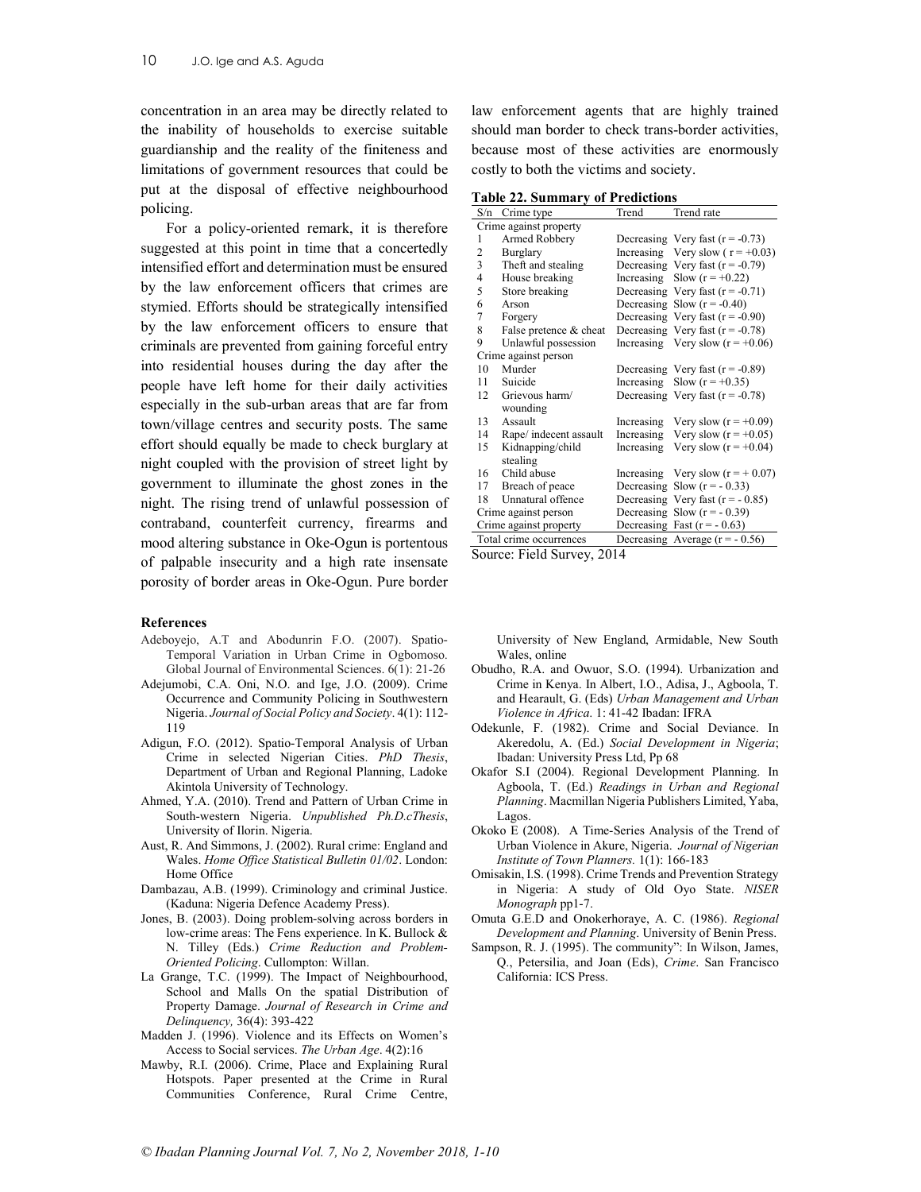concentration in an area may be directly related to the inability of households to exercise suitable guardianship and the reality of the finiteness and limitations of government resources that could be put at the disposal of effective neighbourhood policing.

For a policy-oriented remark, it is therefore suggested at this point in time that a concertedly intensified effort and determination must be ensured by the law enforcement officers that crimes are stymied. Efforts should be strategically intensified by the law enforcement officers to ensure that criminals are prevented from gaining forceful entry into residential houses during the day after the people have left home for their daily activities especially in the sub-urban areas that are far from town/village centres and security posts. The same effort should equally be made to check burglary at night coupled with the provision of street light by government to illuminate the ghost zones in the night. The rising trend of unlawful possession of contraband, counterfeit currency, firearms and mood altering substance in Oke-Ogun is portentous of palpable insecurity and a high rate insensate porosity of border areas in Oke-Ogun. Pure border law enforcement agents that are highly trained should man border to check trans-border activities, because most of these activities are enormously costly to both the victims and society.

**Table 22. Summary of Predictions**

| S/n | Crime type | Trend | Trend rate |
|---|---|---|---|
| Crime against property | | | |
| 1 | Armed Robbery | Decreasing | Very fast ($r = -0.73$) |
| 2 | Burglary | Increasing | Very slow ( $r = +0.03$) |
| 3 | Theft and stealing | Decreasing | Very fast ($r = -0.79$) |
| 4 | House breaking | Increasing | Slow ($r = +0.22$) |
| 5 | Store breaking | Decreasing | Very fast ($r = -0.71$) |
| 6 | Arson | Decreasing | Slow ($r = -0.40$) |
| 7 | Forgery | Decreasing | Very fast ($r = -0.90$) |
| 8 | False pretence & cheat | Decreasing | Very fast ($r = -0.78$) |
| 9 | Unlawful possession | Increasing | Very slow ($r = +0.06$) |
| Crime against person | | | |
| 10 | Murder | Decreasing | Very fast ($r = -0.89$) |
| 11 | Suicide | Increasing | Slow ($r = +0.35$) |
| 12 | Grievous harm/ wounding | Decreasing | Very fast ($r = -0.78$) |
| 13 | Assault | Increasing | Very slow ($r = +0.09$) |
| 14 | Rape/ indecent assault | Increasing | Very slow ($r = +0.05$) |
| 15 | Kidnapping/child stealing | Increasing | Very slow ($r = +0.04$) |
| 16 | Child abuse | Increasing | Very slow ($r = + 0.07$) |
| 17 | Breach of peace | Decreasing | Slow ($r = - 0.33$) |
| 18 | Unnatural offence | Decreasing | Very fast ($r = - 0.85$) |
| Crime against person | | Decreasing | Slow ($r = - 0.39$) |
| Crime against property | | Decreasing | Fast ($r = - 0.63$) |
| Total crime occurrences | | Decreasing | Average ($r = - 0.56$) |

Source: Field Survey, 2014

## References

Adeboyejo, A.T and Abodunrin F.O. (2007). Spatio-Temporal Variation in Urban Crime in Ogbomoso. Global Journal of Environmental Sciences. 6(1): 21-26

Adejumobi, C.A. Oni, N.O. and Ige, J.O. (2009). Crime Occurrence and Community Policing in Southwestern Nigeria. *Journal of Social Policy and Society*. 4(1): 112-119

Adigun, F.O. (2012). Spatio-Temporal Analysis of Urban Crime in selected Nigerian Cities. *PhD Thesis*, Department of Urban and Regional Planning, Ladoke Akintola University of Technology.

Ahmed, Y.A. (2010). Trend and Pattern of Urban Crime in South-western Nigeria. *Unpublished Ph.D.cThesis*, University of Ilorin. Nigeria.

Aust, R. And Simmons, J. (2002). Rural crime: England and Wales. *Home Office Statistical Bulletin 01/02*. London: Home Office

Dambazau, A.B. (1999). Criminology and criminal Justice. (Kaduna: Nigeria Defence Academy Press).

Jones, B. (2003). Doing problem-solving across borders in low-crime areas: The Fens experience. In K. Bullock & N. Tilley (Eds.) *Crime Reduction and Problem-Oriented Policing*. Cullompton: Willan.

La Grange, T.C. (1999). The Impact of Neighbourhood, School and Malls On the spatial Distribution of Property Damage. *Journal of Research in Crime and Delinquency,* 36(4): 393-422

Madden J. (1996). Violence and its Effects on Women's Access to Social services. *The Urban Age*. 4(2):16

Mawby, R.I. (2006). Crime, Place and Explaining Rural Hotspots. Paper presented at the Crime in Rural Communities Conference, Rural Crime Centre, University of New England, Armidable, New South Wales, online

Obudho, R.A. and Owuor, S.O. (1994). Urbanization and Crime in Kenya. In Albert, I.O., Adisa, J., Agboola, T. and Hearault, G. (Eds) *Urban Management and Urban Violence in Africa*. 1: 41-42 Ibadan: IFRA

Odekunle, F. (1982). Crime and Social Deviance. In Akeredolu, A. (Ed.) *Social Development in Nigeria*; Ibadan: University Press Ltd, Pp 68

Okafor S.I (2004). Regional Development Planning. In Agboola, T. (Ed.) *Readings in Urban and Regional Planning*. Macmillan Nigeria Publishers Limited, Yaba, Lagos.

Okoko E (2008). A Time-Series Analysis of the Trend of Urban Violence in Akure, Nigeria. *Journal of Nigerian Institute of Town Planners.* 1(1): 166-183

Omisakin, I.S. (1998). Crime Trends and Prevention Strategy in Nigeria: A study of Old Oyo State. *NISER Monograph* pp1-7.

Omuta G.E.D and Onokerhoraye, A. C. (1986). *Regional Development and Planning*. University of Benin Press.

Sampson, R. J. (1995). The community": In Wilson, James, Q., Petersilia, and Joan (Eds), *Crime*. San Francisco California: ICS Press.